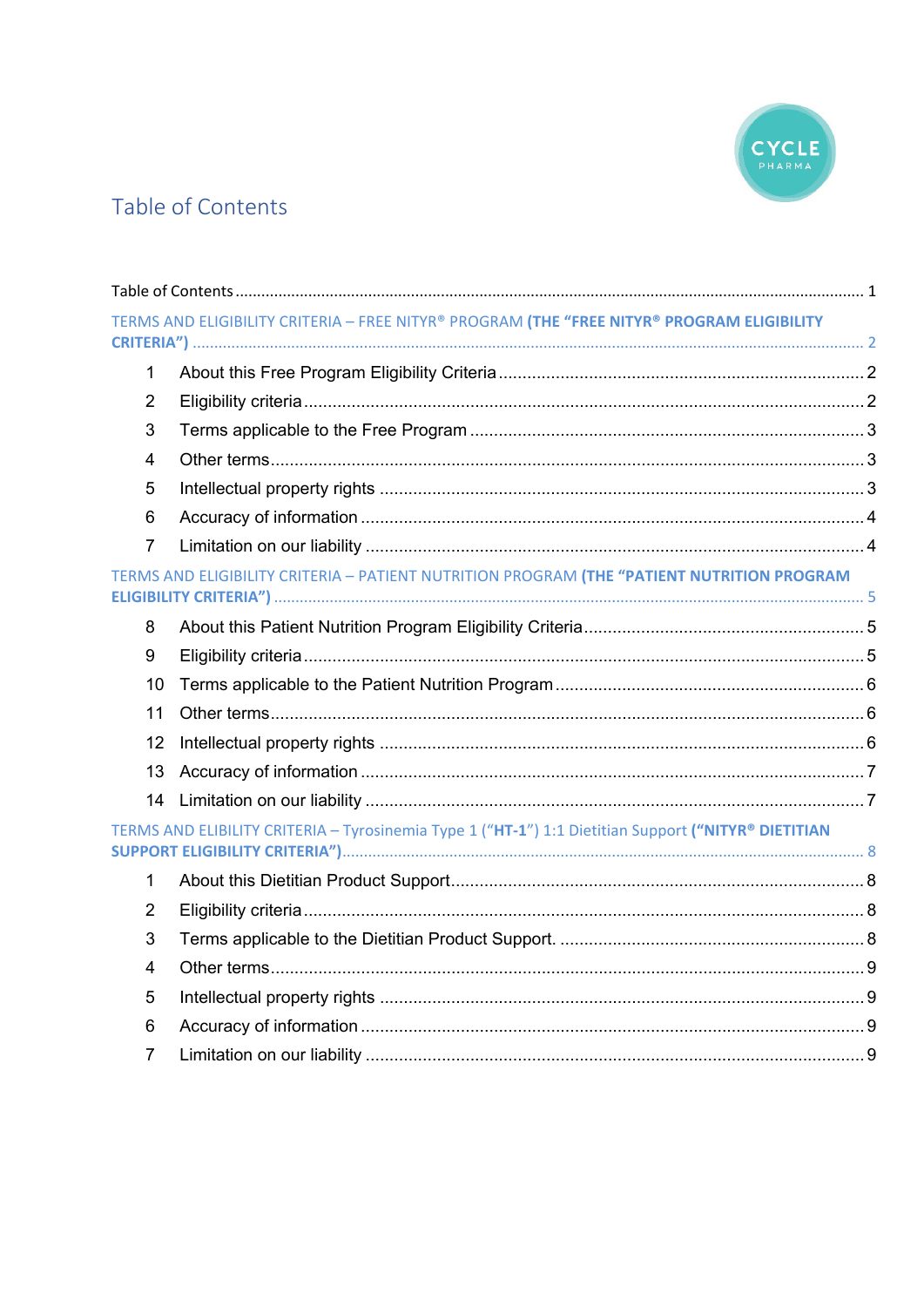# Table of Contents

Table of Contents ........................................................................................................................................ 1

TERMS AND ELIGIBILITY CRITERIA – FREE NITYR® PROGRAM **(THE "FREE NITYR® PROGRAM ELIGIBILITY CRITERIA")** ........................................................................................................................................ 2

1 About this Free Program Eligibility Criteria ........................................................................... 2

2 Eligibility criteria ................................................................................................................... 2

3 Terms applicable to the Free Program .................................................................................. 3

4 Other terms ........................................................................................................................... 3

5 Intellectual property rights ................................................................................................... 3

6 Accuracy of information ........................................................................................................ 4

7 Limitation on our liability ...................................................................................................... 4

TERMS AND ELIGIBILITY CRITERIA – PATIENT NUTRITION PROGRAM **(THE "PATIENT NUTRITION PROGRAM ELIGIBILITY CRITERIA")** ........................................................................................................................ 5

8 About this Patient Nutrition Program Eligibility Criteria ......................................................... 5

9 Eligibility criteria ................................................................................................................... 5

10 Terms applicable to the Patient Nutrition Program ............................................................... 6

11 Other terms ........................................................................................................................... 6

12 Intellectual property rights ................................................................................................... 6

13 Accuracy of information ........................................................................................................ 7

14 Limitation on our liability ...................................................................................................... 7

TERMS AND ELIBILITY CRITERIA – Tyrosinemia Type 1 ("**HT-1**") 1:1 Dietitian Support **("NITYR® DIETITIAN SUPPORT ELIGIBILITY CRITERIA")** ........................................................................................................... 8

1 About this Dietitian Product Support ..................................................................................... 8

2 Eligibility criteria ................................................................................................................... 8

3 Terms applicable to the Dietitian Product Support. .............................................................. 8

4 Other terms ........................................................................................................................... 9

5 Intellectual property rights ................................................................................................... 9

6 Accuracy of information ........................................................................................................ 9

7 Limitation on our liability ...................................................................................................... 9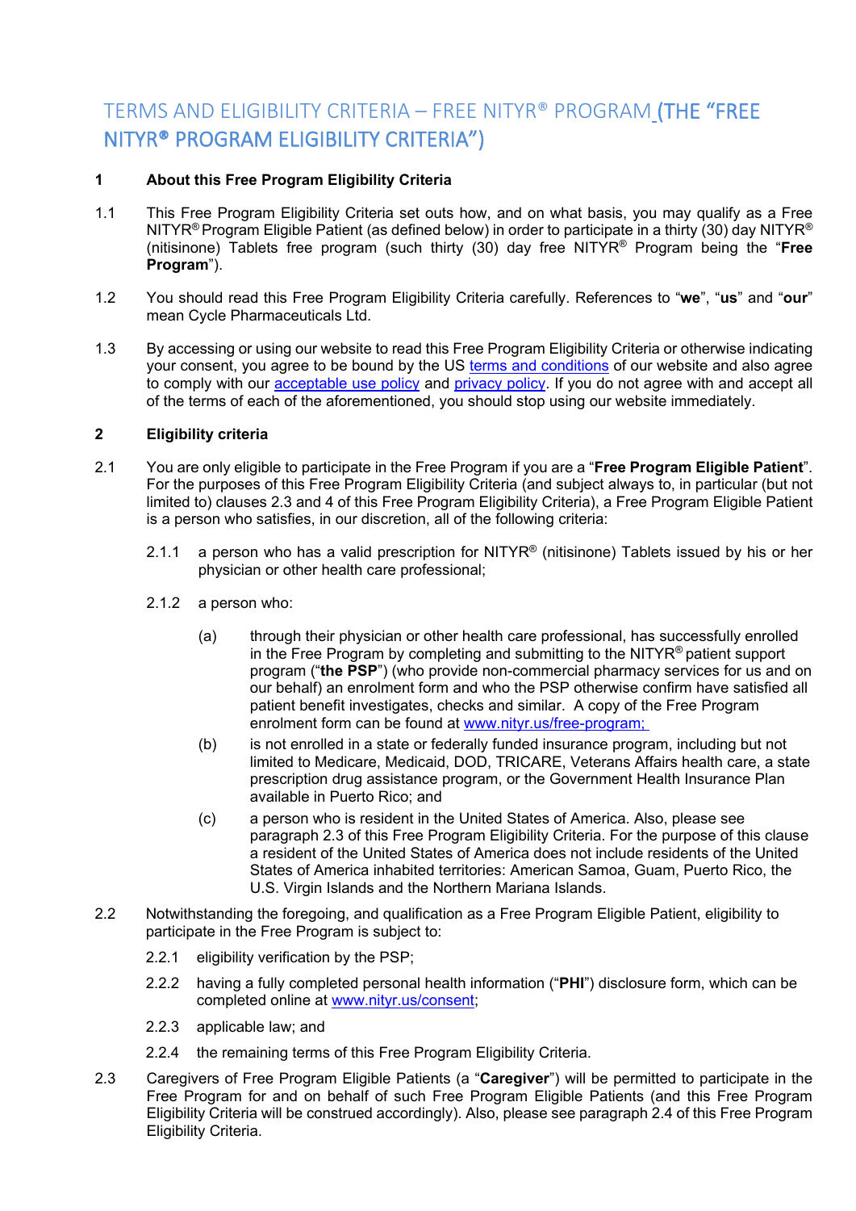# TERMS AND ELIGIBILITY CRITERIA – FREE NITYR® PROGRAM (THE "FREE NITYR® PROGRAM ELIGIBILITY CRITERIA")

**1 About this Free Program Eligibility Criteria**

1.1 This Free Program Eligibility Criteria set outs how, and on what basis, you may qualify as a Free NITYR® Program Eligible Patient (as defined below) in order to participate in a thirty (30) day NITYR® (nitisinone) Tablets free program (such thirty (30) day free NITYR® Program being the "**Free Program**").

1.2 You should read this Free Program Eligibility Criteria carefully. References to "**we**", "**us**" and "**our**" mean Cycle Pharmaceuticals Ltd.

1.3 By accessing or using our website to read this Free Program Eligibility Criteria or otherwise indicating your consent, you agree to be bound by the US terms and conditions of our website and also agree to comply with our acceptable use policy and privacy policy. If you do not agree with and accept all of the terms of each of the aforementioned, you should stop using our website immediately.

**2 Eligibility criteria**

2.1 You are only eligible to participate in the Free Program if you are a "**Free Program Eligible Patient**". For the purposes of this Free Program Eligibility Criteria (and subject always to, in particular (but not limited to) clauses 2.3 and 4 of this Free Program Eligibility Criteria), a Free Program Eligible Patient is a person who satisfies, in our discretion, all of the following criteria:

2.1.1 a person who has a valid prescription for NITYR® (nitisinone) Tablets issued by his or her physician or other health care professional;

2.1.2 a person who:

(a) through their physician or other health care professional, has successfully enrolled in the Free Program by completing and submitting to the NITYR® patient support program ("**the PSP**") (who provide non-commercial pharmacy services for us and on our behalf) an enrolment form and who the PSP otherwise confirm have satisfied all patient benefit investigates, checks and similar. A copy of the Free Program enrolment form can be found at www.nityr.us/free-program;

(b) is not enrolled in a state or federally funded insurance program, including but not limited to Medicare, Medicaid, DOD, TRICARE, Veterans Affairs health care, a state prescription drug assistance program, or the Government Health Insurance Plan available in Puerto Rico; and

(c) a person who is resident in the United States of America. Also, please see paragraph 2.3 of this Free Program Eligibility Criteria. For the purpose of this clause a resident of the United States of America does not include residents of the United States of America inhabited territories: American Samoa, Guam, Puerto Rico, the U.S. Virgin Islands and the Northern Mariana Islands.

2.2 Notwithstanding the foregoing, and qualification as a Free Program Eligible Patient, eligibility to participate in the Free Program is subject to:

2.2.1 eligibility verification by the PSP;

2.2.2 having a fully completed personal health information ("**PHI**") disclosure form, which can be completed online at www.nityr.us/consent;

2.2.3 applicable law; and

2.2.4 the remaining terms of this Free Program Eligibility Criteria.

2.3 Caregivers of Free Program Eligible Patients (a "**Caregiver**") will be permitted to participate in the Free Program for and on behalf of such Free Program Eligible Patients (and this Free Program Eligibility Criteria will be construed accordingly). Also, please see paragraph 2.4 of this Free Program Eligibility Criteria.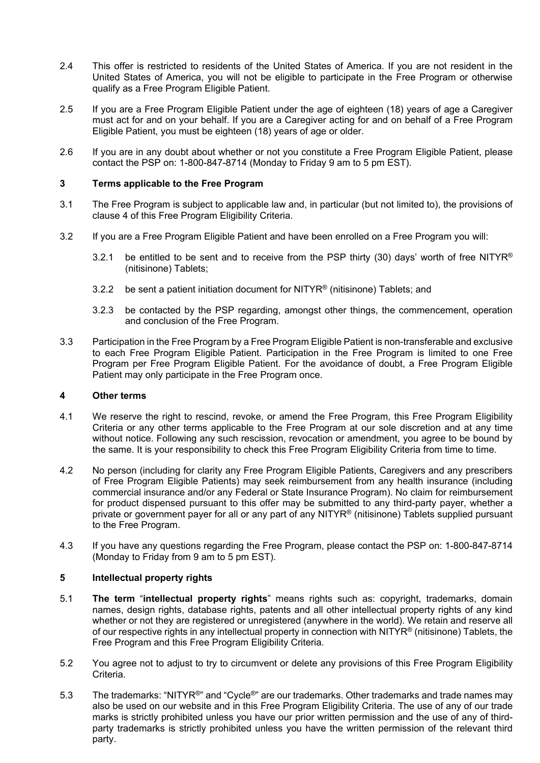2.4 This offer is restricted to residents of the United States of America. If you are not resident in the United States of America, you will not be eligible to participate in the Free Program or otherwise qualify as a Free Program Eligible Patient.

2.5 If you are a Free Program Eligible Patient under the age of eighteen (18) years of age a Caregiver must act for and on your behalf. If you are a Caregiver acting for and on behalf of a Free Program Eligible Patient, you must be eighteen (18) years of age or older.

2.6 If you are in any doubt about whether or not you constitute a Free Program Eligible Patient, please contact the PSP on: 1-800-847-8714 (Monday to Friday 9 am to 5 pm EST).

## 3 Terms applicable to the Free Program

3.1 The Free Program is subject to applicable law and, in particular (but not limited to), the provisions of clause 4 of this Free Program Eligibility Criteria.

3.2 If you are a Free Program Eligible Patient and have been enrolled on a Free Program you will:

3.2.1 be entitled to be sent and to receive from the PSP thirty (30) days' worth of free NITYR® (nitisinone) Tablets;

3.2.2 be sent a patient initiation document for NITYR® (nitisinone) Tablets; and

3.2.3 be contacted by the PSP regarding, amongst other things, the commencement, operation and conclusion of the Free Program.

3.3 Participation in the Free Program by a Free Program Eligible Patient is non-transferable and exclusive to each Free Program Eligible Patient. Participation in the Free Program is limited to one Free Program per Free Program Eligible Patient. For the avoidance of doubt, a Free Program Eligible Patient may only participate in the Free Program once.

## 4 Other terms

4.1 We reserve the right to rescind, revoke, or amend the Free Program, this Free Program Eligibility Criteria or any other terms applicable to the Free Program at our sole discretion and at any time without notice. Following any such rescission, revocation or amendment, you agree to be bound by the same. It is your responsibility to check this Free Program Eligibility Criteria from time to time.

4.2 No person (including for clarity any Free Program Eligible Patients, Caregivers and any prescribers of Free Program Eligible Patients) may seek reimbursement from any health insurance (including commercial insurance and/or any Federal or State Insurance Program). No claim for reimbursement for product dispensed pursuant to this offer may be submitted to any third-party payer, whether a private or government payer for all or any part of any NITYR® (nitisinone) Tablets supplied pursuant to the Free Program.

4.3 If you have any questions regarding the Free Program, please contact the PSP on: 1-800-847-8714 (Monday to Friday from 9 am to 5 pm EST).

## 5 Intellectual property rights

5.1 **The term** "**intellectual property rights**" means rights such as: copyright, trademarks, domain names, design rights, database rights, patents and all other intellectual property rights of any kind whether or not they are registered or unregistered (anywhere in the world). We retain and reserve all of our respective rights in any intellectual property in connection with NITYR® (nitisinone) Tablets, the Free Program and this Free Program Eligibility Criteria.

5.2 You agree not to adjust to try to circumvent or delete any provisions of this Free Program Eligibility Criteria.

5.3 The trademarks: "NITYR®" and "Cycle®" are our trademarks. Other trademarks and trade names may also be used on our website and in this Free Program Eligibility Criteria. The use of any of our trade marks is strictly prohibited unless you have our prior written permission and the use of any of third-party trademarks is strictly prohibited unless you have the written permission of the relevant third party.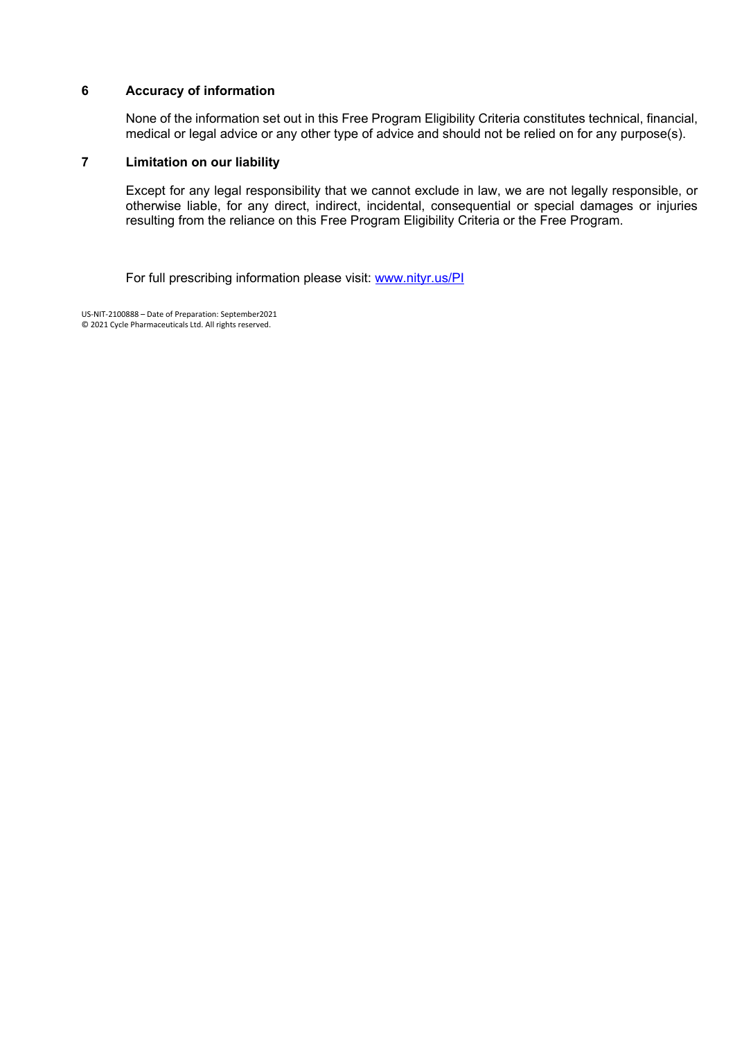## 6 Accuracy of information

None of the information set out in this Free Program Eligibility Criteria constitutes technical, financial, medical or legal advice or any other type of advice and should not be relied on for any purpose(s).

## 7 Limitation on our liability

Except for any legal responsibility that we cannot exclude in law, we are not legally responsible, or otherwise liable, for any direct, indirect, incidental, consequential or special damages or injuries resulting from the reliance on this Free Program Eligibility Criteria or the Free Program.

For full prescribing information please visit: [www.nityr.us/PI](www.nityr.us/PI)

US-NIT-2100888 – Date of Preparation: September2021
© 2021 Cycle Pharmaceuticals Ltd. All rights reserved.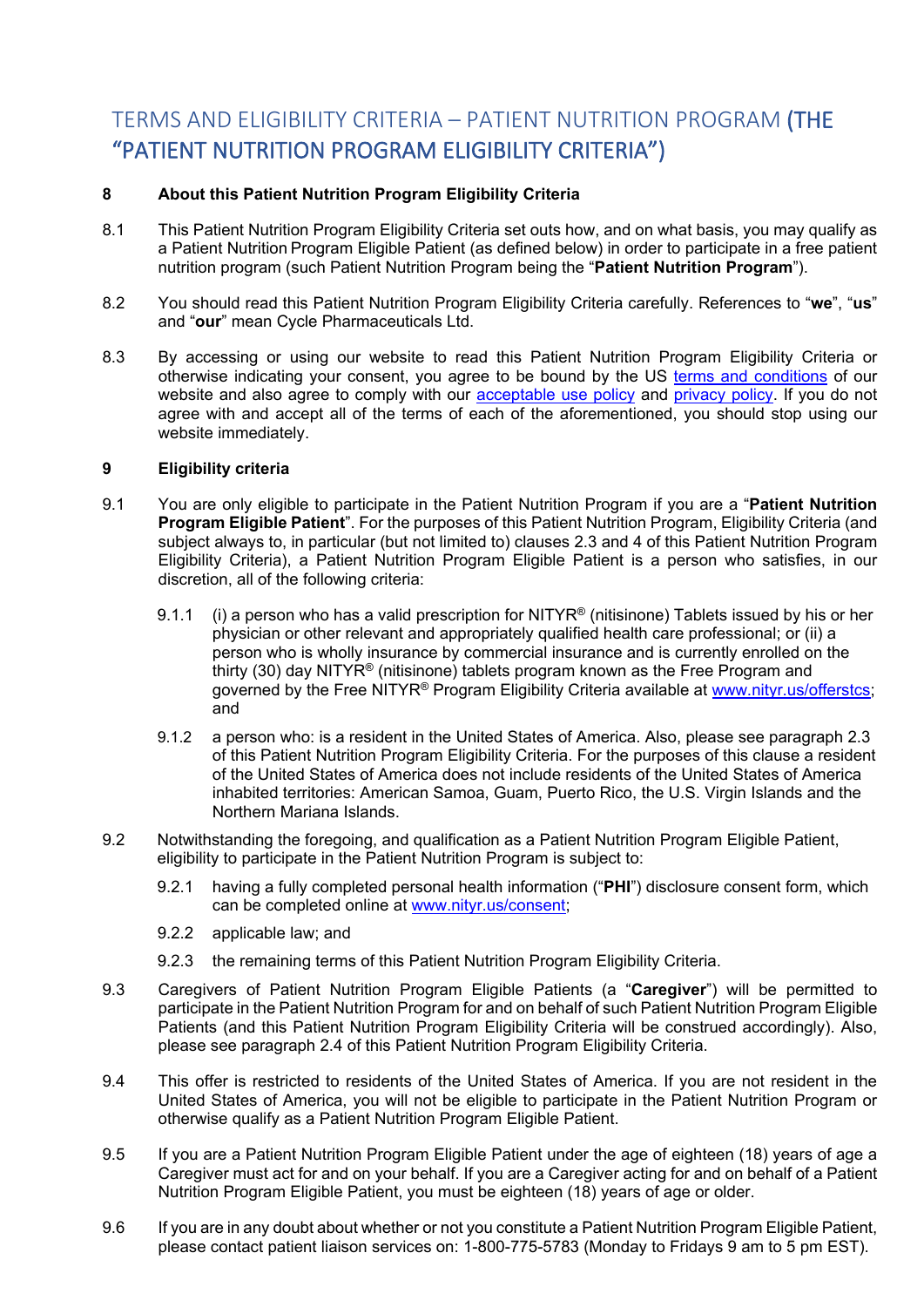# TERMS AND ELIGIBILITY CRITERIA – PATIENT NUTRITION PROGRAM (THE "PATIENT NUTRITION PROGRAM ELIGIBILITY CRITERIA")

**8 About this Patient Nutrition Program Eligibility Criteria**

8.1 This Patient Nutrition Program Eligibility Criteria set outs how, and on what basis, you may qualify as a Patient Nutrition Program Eligible Patient (as defined below) in order to participate in a free patient nutrition program (such Patient Nutrition Program being the "**Patient Nutrition Program**").

8.2 You should read this Patient Nutrition Program Eligibility Criteria carefully. References to "**we**", "**us**" and "**our**" mean Cycle Pharmaceuticals Ltd.

8.3 By accessing or using our website to read this Patient Nutrition Program Eligibility Criteria or otherwise indicating your consent, you agree to be bound by the US terms and conditions of our website and also agree to comply with our acceptable use policy and privacy policy. If you do not agree with and accept all of the terms of each of the aforementioned, you should stop using our website immediately.

**9 Eligibility criteria**

9.1 You are only eligible to participate in the Patient Nutrition Program if you are a "**Patient Nutrition Program Eligible Patient**". For the purposes of this Patient Nutrition Program, Eligibility Criteria (and subject always to, in particular (but not limited to) clauses 2.3 and 4 of this Patient Nutrition Program Eligibility Criteria), a Patient Nutrition Program Eligible Patient is a person who satisfies, in our discretion, all of the following criteria:

9.1.1 (i) a person who has a valid prescription for NITYR® (nitisinone) Tablets issued by his or her physician or other relevant and appropriately qualified health care professional; or (ii) a person who is wholly insurance by commercial insurance and is currently enrolled on the thirty (30) day NITYR® (nitisinone) tablets program known as the Free Program and governed by the Free NITYR® Program Eligibility Criteria available at www.nityr.us/offerstcs; and

9.1.2 a person who: is a resident in the United States of America. Also, please see paragraph 2.3 of this Patient Nutrition Program Eligibility Criteria. For the purposes of this clause a resident of the United States of America does not include residents of the United States of America inhabited territories: American Samoa, Guam, Puerto Rico, the U.S. Virgin Islands and the Northern Mariana Islands.

9.2 Notwithstanding the foregoing, and qualification as a Patient Nutrition Program Eligible Patient, eligibility to participate in the Patient Nutrition Program is subject to:

9.2.1 having a fully completed personal health information ("**PHI**") disclosure consent form, which can be completed online at www.nityr.us/consent;

9.2.2 applicable law; and

9.2.3 the remaining terms of this Patient Nutrition Program Eligibility Criteria.

9.3 Caregivers of Patient Nutrition Program Eligible Patients (a "**Caregiver**") will be permitted to participate in the Patient Nutrition Program for and on behalf of such Patient Nutrition Program Eligible Patients (and this Patient Nutrition Program Eligibility Criteria will be construed accordingly). Also, please see paragraph 2.4 of this Patient Nutrition Program Eligibility Criteria.

9.4 This offer is restricted to residents of the United States of America. If you are not resident in the United States of America, you will not be eligible to participate in the Patient Nutrition Program or otherwise qualify as a Patient Nutrition Program Eligible Patient.

9.5 If you are a Patient Nutrition Program Eligible Patient under the age of eighteen (18) years of age a Caregiver must act for and on your behalf. If you are a Caregiver acting for and on behalf of a Patient Nutrition Program Eligible Patient, you must be eighteen (18) years of age or older.

9.6 If you are in any doubt about whether or not you constitute a Patient Nutrition Program Eligible Patient, please contact patient liaison services on: 1-800-775-5783 (Monday to Fridays 9 am to 5 pm EST).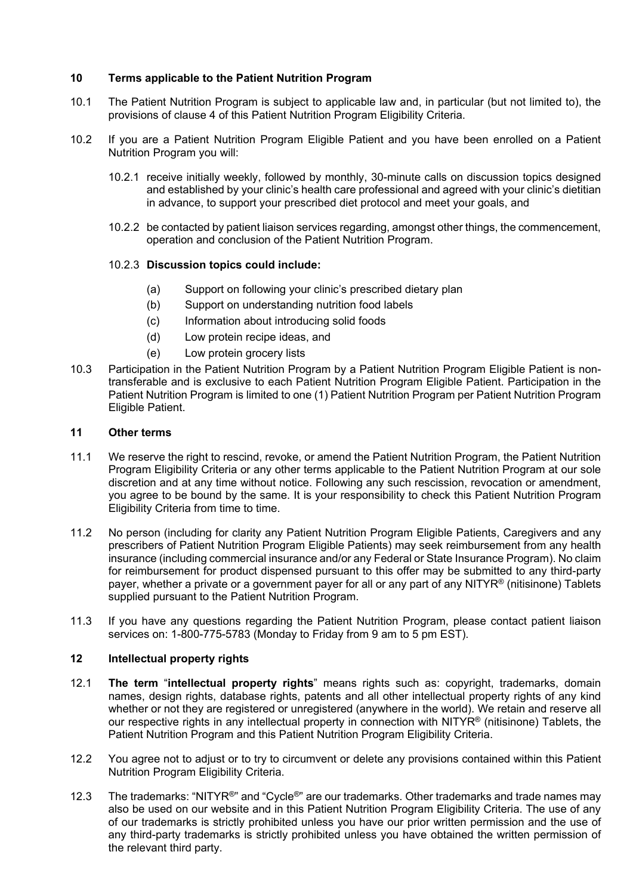## 10 Terms applicable to the Patient Nutrition Program

10.1 The Patient Nutrition Program is subject to applicable law and, in particular (but not limited to), the provisions of clause 4 of this Patient Nutrition Program Eligibility Criteria.

10.2 If you are a Patient Nutrition Program Eligible Patient and you have been enrolled on a Patient Nutrition Program you will:

10.2.1 receive initially weekly, followed by monthly, 30-minute calls on discussion topics designed and established by your clinic's health care professional and agreed with your clinic's dietitian in advance, to support your prescribed diet protocol and meet your goals, and

10.2.2 be contacted by patient liaison services regarding, amongst other things, the commencement, operation and conclusion of the Patient Nutrition Program.

10.2.3 **Discussion topics could include:**

(a) Support on following your clinic's prescribed dietary plan

(b) Support on understanding nutrition food labels

(c) Information about introducing solid foods

(d) Low protein recipe ideas, and

(e) Low protein grocery lists

10.3 Participation in the Patient Nutrition Program by a Patient Nutrition Program Eligible Patient is non-transferable and is exclusive to each Patient Nutrition Program Eligible Patient. Participation in the Patient Nutrition Program is limited to one (1) Patient Nutrition Program per Patient Nutrition Program Eligible Patient.

## 11 Other terms

11.1 We reserve the right to rescind, revoke, or amend the Patient Nutrition Program, the Patient Nutrition Program Eligibility Criteria or any other terms applicable to the Patient Nutrition Program at our sole discretion and at any time without notice. Following any such rescission, revocation or amendment, you agree to be bound by the same. It is your responsibility to check this Patient Nutrition Program Eligibility Criteria from time to time.

11.2 No person (including for clarity any Patient Nutrition Program Eligible Patients, Caregivers and any prescribers of Patient Nutrition Program Eligible Patients) may seek reimbursement from any health insurance (including commercial insurance and/or any Federal or State Insurance Program). No claim for reimbursement for product dispensed pursuant to this offer may be submitted to any third-party payer, whether a private or a government payer for all or any part of any NITYR® (nitisinone) Tablets supplied pursuant to the Patient Nutrition Program.

11.3 If you have any questions regarding the Patient Nutrition Program, please contact patient liaison services on: 1-800-775-5783 (Monday to Friday from 9 am to 5 pm EST).

## 12 Intellectual property rights

12.1 **The term** "**intellectual property rights**" means rights such as: copyright, trademarks, domain names, design rights, database rights, patents and all other intellectual property rights of any kind whether or not they are registered or unregistered (anywhere in the world). We retain and reserve all our respective rights in any intellectual property in connection with NITYR® (nitisinone) Tablets, the Patient Nutrition Program and this Patient Nutrition Program Eligibility Criteria.

12.2 You agree not to adjust or to try to circumvent or delete any provisions contained within this Patient Nutrition Program Eligibility Criteria.

12.3 The trademarks: "NITYR®" and "Cycle®" are our trademarks. Other trademarks and trade names may also be used on our website and in this Patient Nutrition Program Eligibility Criteria. The use of any of our trademarks is strictly prohibited unless you have our prior written permission and the use of any third-party trademarks is strictly prohibited unless you have obtained the written permission of the relevant third party.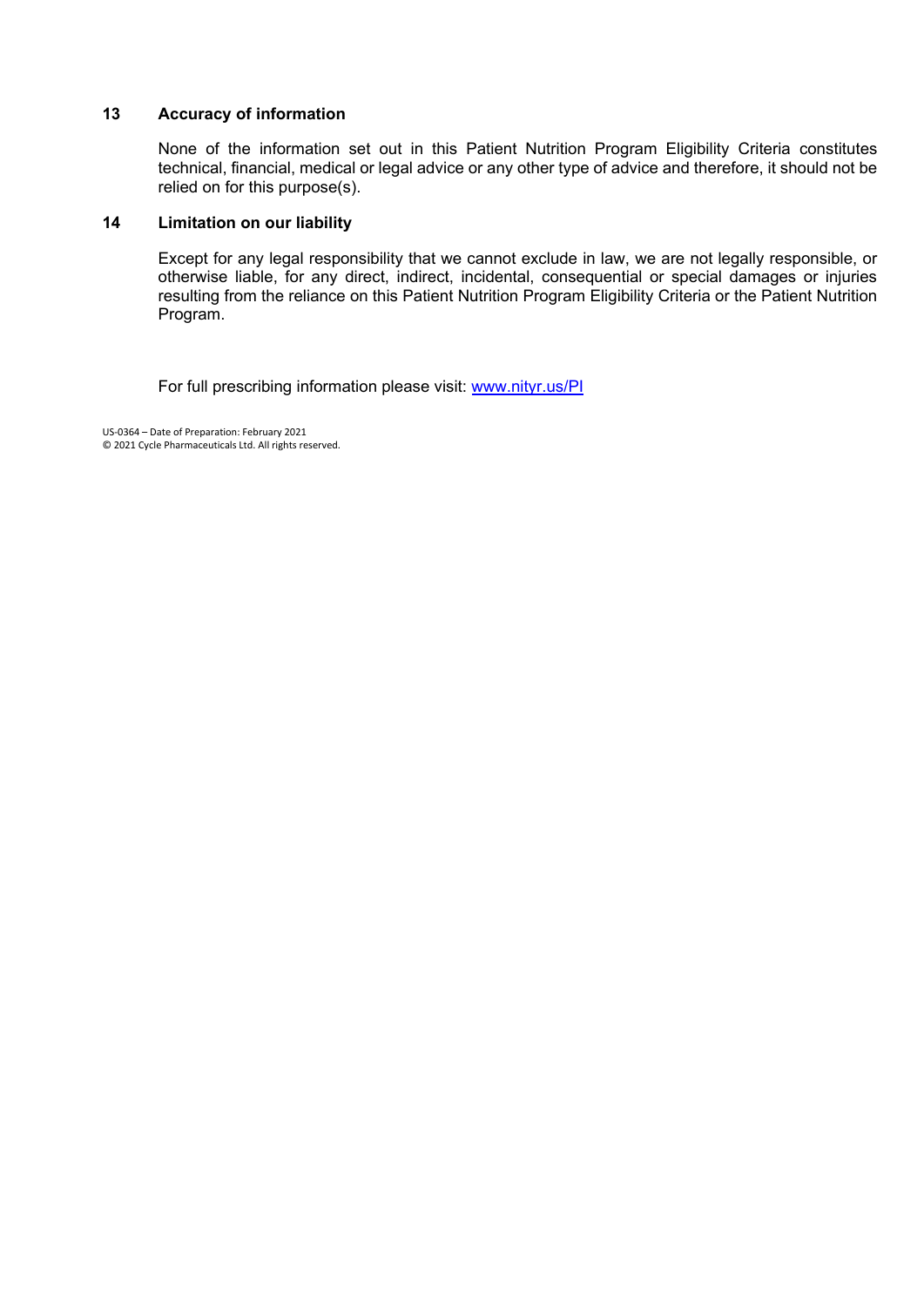## 13 Accuracy of information

None of the information set out in this Patient Nutrition Program Eligibility Criteria constitutes technical, financial, medical or legal advice or any other type of advice and therefore, it should not be relied on for this purpose(s).

## 14 Limitation on our liability

Except for any legal responsibility that we cannot exclude in law, we are not legally responsible, or otherwise liable, for any direct, indirect, incidental, consequential or special damages or injuries resulting from the reliance on this Patient Nutrition Program Eligibility Criteria or the Patient Nutrition Program.

For full prescribing information please visit: [www.nityr.us/PI](www.nityr.us/PI)

US-0364 – Date of Preparation: February 2021
© 2021 Cycle Pharmaceuticals Ltd. All rights reserved.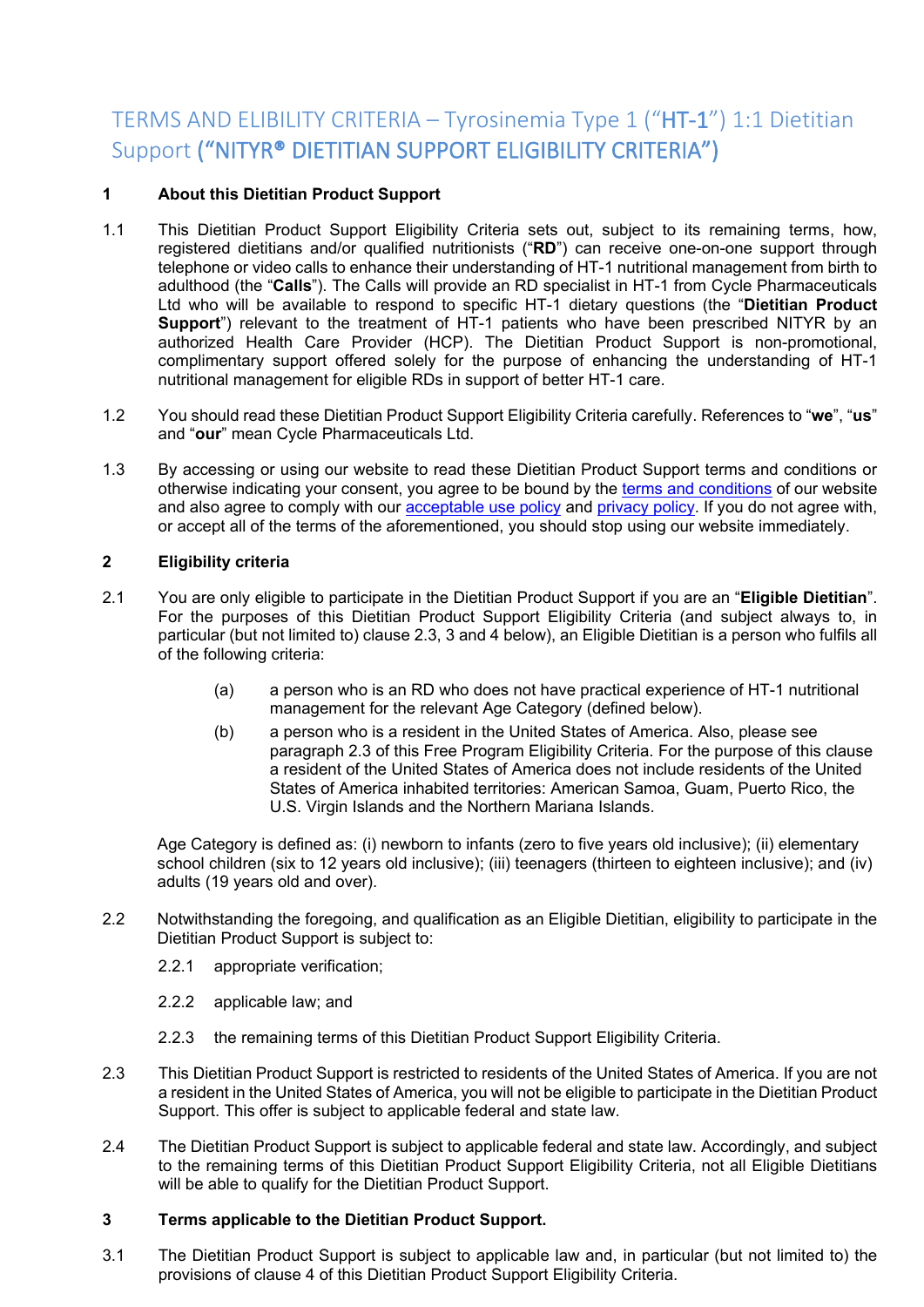# TERMS AND ELIBILITY CRITERIA – Tyrosinemia Type 1 (“HT-1”) 1:1 Dietitian Support (“NITYR® DIETITIAN SUPPORT ELIGIBILITY CRITERIA”)

**1 About this Dietitian Product Support**

1.1 This Dietitian Product Support Eligibility Criteria sets out, subject to its remaining terms, how, registered dietitians and/or qualified nutritionists (“**RD**”) can receive one-on-one support through telephone or video calls to enhance their understanding of HT-1 nutritional management from birth to adulthood (the “**Calls**”). The Calls will provide an RD specialist in HT-1 from Cycle Pharmaceuticals Ltd who will be available to respond to specific HT-1 dietary questions (the “**Dietitian Product Support**”) relevant to the treatment of HT-1 patients who have been prescribed NITYR by an authorized Health Care Provider (HCP). The Dietitian Product Support is non-promotional, complimentary support offered solely for the purpose of enhancing the understanding of HT-1 nutritional management for eligible RDs in support of better HT-1 care.

1.2 You should read these Dietitian Product Support Eligibility Criteria carefully. References to “**we**”, “**us**” and “**our**” mean Cycle Pharmaceuticals Ltd.

1.3 By accessing or using our website to read these Dietitian Product Support terms and conditions or otherwise indicating your consent, you agree to be bound by the terms and conditions of our website and also agree to comply with our acceptable use policy and privacy policy. If you do not agree with, or accept all of the terms of the aforementioned, you should stop using our website immediately.

**2 Eligibility criteria**

2.1 You are only eligible to participate in the Dietitian Product Support if you are an “**Eligible Dietitian**”. For the purposes of this Dietitian Product Support Eligibility Criteria (and subject always to, in particular (but not limited to) clause 2.3, 3 and 4 below), an Eligible Dietitian is a person who fulfils all of the following criteria:

- (a) a person who is an RD who does not have practical experience of HT-1 nutritional management for the relevant Age Category (defined below).
- (b) a person who is a resident in the United States of America. Also, please see paragraph 2.3 of this Free Program Eligibility Criteria. For the purpose of this clause a resident of the United States of America does not include residents of the United States of America inhabited territories: American Samoa, Guam, Puerto Rico, the U.S. Virgin Islands and the Northern Mariana Islands.

Age Category is defined as: (i) newborn to infants (zero to five years old inclusive); (ii) elementary school children (six to 12 years old inclusive); (iii) teenagers (thirteen to eighteen inclusive); and (iv) adults (19 years old and over).

2.2 Notwithstanding the foregoing, and qualification as an Eligible Dietitian, eligibility to participate in the Dietitian Product Support is subject to:

- 2.2.1 appropriate verification;
- 2.2.2 applicable law; and
- 2.2.3 the remaining terms of this Dietitian Product Support Eligibility Criteria.

2.3 This Dietitian Product Support is restricted to residents of the United States of America. If you are not a resident in the United States of America, you will not be eligible to participate in the Dietitian Product Support. This offer is subject to applicable federal and state law.

2.4 The Dietitian Product Support is subject to applicable federal and state law. Accordingly, and subject to the remaining terms of this Dietitian Product Support Eligibility Criteria, not all Eligible Dietitians will be able to qualify for the Dietitian Product Support.

**3 Terms applicable to the Dietitian Product Support.**

3.1 The Dietitian Product Support is subject to applicable law and, in particular (but not limited to) the provisions of clause 4 of this Dietitian Product Support Eligibility Criteria.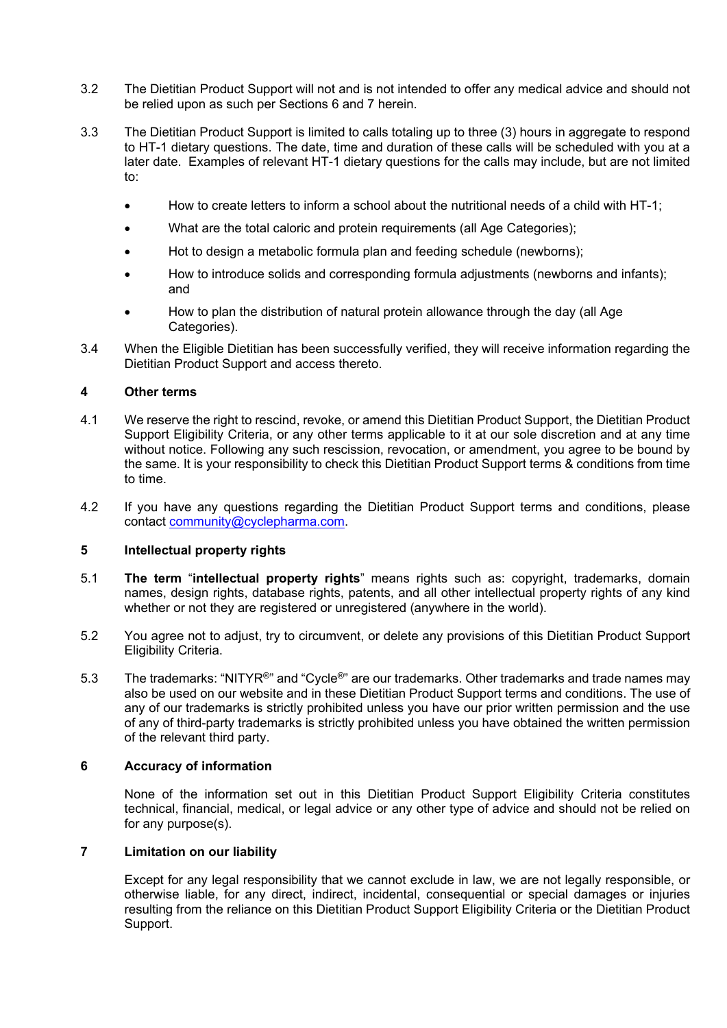3.2 The Dietitian Product Support will not and is not intended to offer any medical advice and should not be relied upon as such per Sections 6 and 7 herein.

3.3 The Dietitian Product Support is limited to calls totaling up to three (3) hours in aggregate to respond to HT-1 dietary questions. The date, time and duration of these calls will be scheduled with you at a later date. Examples of relevant HT-1 dietary questions for the calls may include, but are not limited to:

- How to create letters to inform a school about the nutritional needs of a child with HT-1;
- What are the total caloric and protein requirements (all Age Categories);
- Hot to design a metabolic formula plan and feeding schedule (newborns);
- How to introduce solids and corresponding formula adjustments (newborns and infants); and
- How to plan the distribution of natural protein allowance through the day (all Age Categories).

3.4 When the Eligible Dietitian has been successfully verified, they will receive information regarding the Dietitian Product Support and access thereto.

## 4 Other terms

4.1 We reserve the right to rescind, revoke, or amend this Dietitian Product Support, the Dietitian Product Support Eligibility Criteria, or any other terms applicable to it at our sole discretion and at any time without notice. Following any such rescission, revocation, or amendment, you agree to be bound by the same. It is your responsibility to check this Dietitian Product Support terms & conditions from time to time.

4.2 If you have any questions regarding the Dietitian Product Support terms and conditions, please contact community@cyclepharma.com.

## 5 Intellectual property rights

5.1 **The term "intellectual property rights"** means rights such as: copyright, trademarks, domain names, design rights, database rights, patents, and all other intellectual property rights of any kind whether or not they are registered or unregistered (anywhere in the world).

5.2 You agree not to adjust, try to circumvent, or delete any provisions of this Dietitian Product Support Eligibility Criteria.

5.3 The trademarks: "NITYR®" and "Cycle®" are our trademarks. Other trademarks and trade names may also be used on our website and in these Dietitian Product Support terms and conditions. The use of any of our trademarks is strictly prohibited unless you have our prior written permission and the use of any of third-party trademarks is strictly prohibited unless you have obtained the written permission of the relevant third party.

## 6 Accuracy of information

None of the information set out in this Dietitian Product Support Eligibility Criteria constitutes technical, financial, medical, or legal advice or any other type of advice and should not be relied on for any purpose(s).

## 7 Limitation on our liability

Except for any legal responsibility that we cannot exclude in law, we are not legally responsible, or otherwise liable, for any direct, indirect, incidental, consequential or special damages or injuries resulting from the reliance on this Dietitian Product Support Eligibility Criteria or the Dietitian Product Support.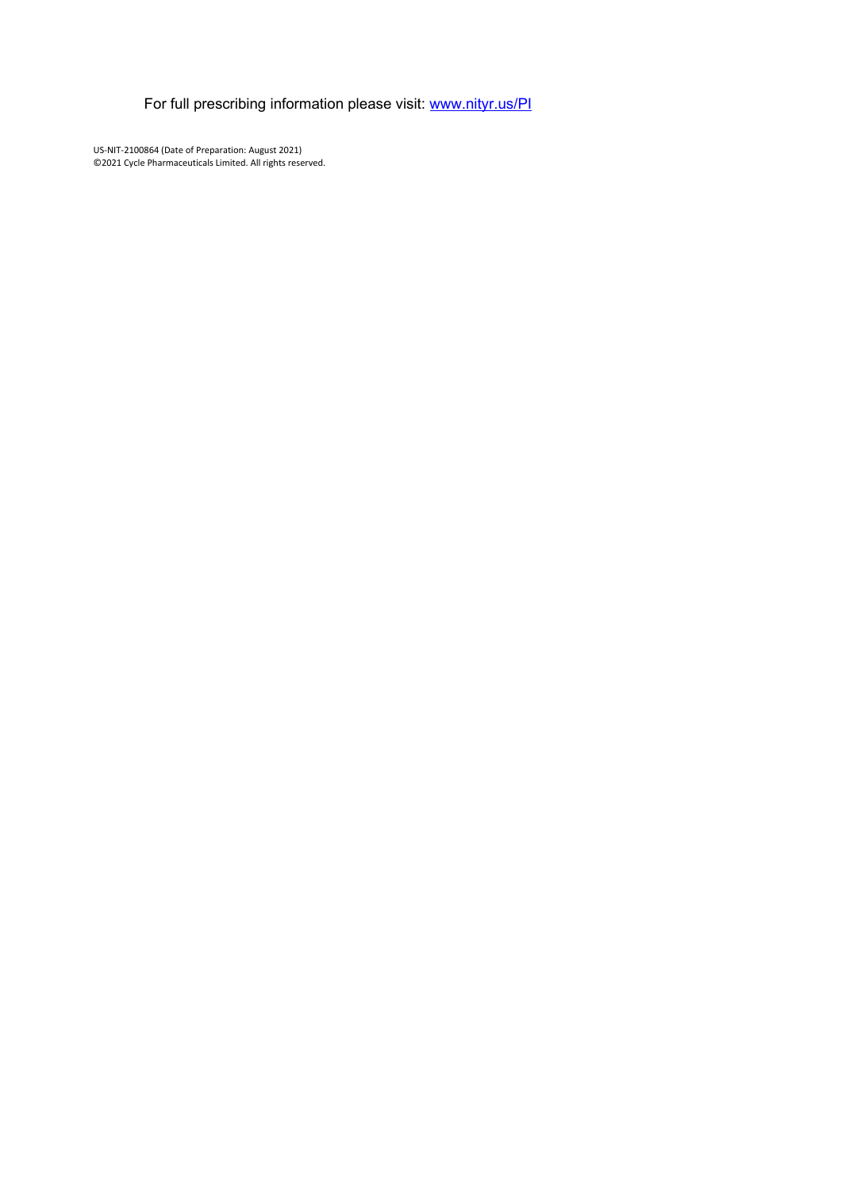For full prescribing information please visit: [www.nityr.us/PI](http://www.nityr.us/PI)

US-NIT-2100864 (Date of Preparation: August 2021)
©2021 Cycle Pharmaceuticals Limited. All rights reserved.